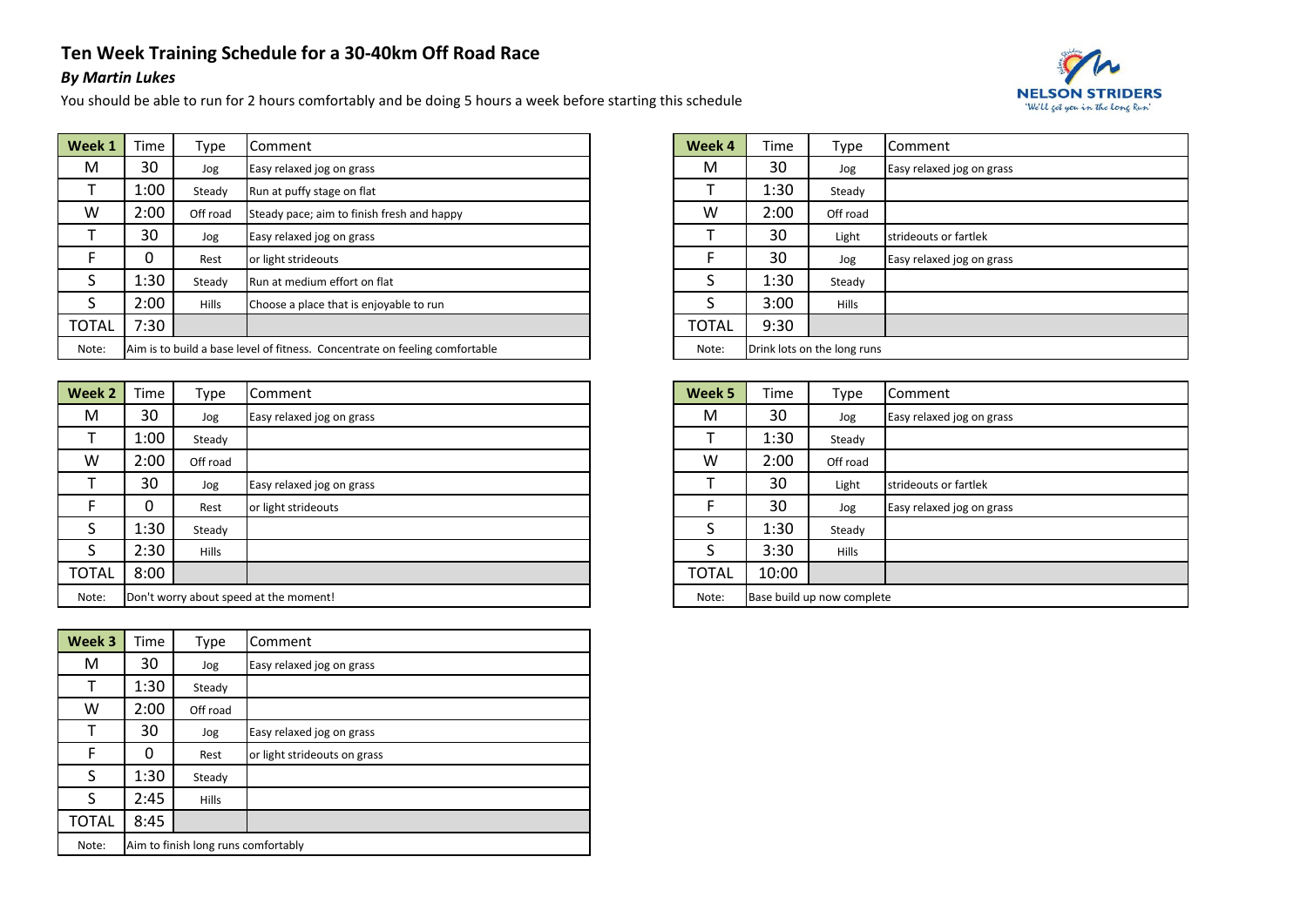# Ten Week Training Schedule for a 30-40km Off Road Race

### *By Martin Lukes*

You should be able to run for 2 hours comfortably and be doing 5 hours a week before starting this schedule

NELSON STRIDERS
'We'll get you in the Long Run'

| Week 1 | Time | Type | Comment |
|---|---|---|---|
| M | 30 | Jog | Easy relaxed jog on grass |
| T | 1:00 | Steady | Run at puffy stage on flat |
| W | 2:00 | Off road | Steady pace; aim to finish fresh and happy |
| T | 30 | Jog | Easy relaxed jog on grass |
| F | 0 | Rest | or light strideouts |
| S | 1:30 | Steady | Run at medium effort on flat |
| S | 2:00 | Hills | Choose a place that is enjoyable to run |
| TOTAL | 7:30 | | |
| Note: | Aim is to build a base level of fitness. Concentrate on feeling comfortable | | |

| Week 2 | Time | Type | Comment |
|---|---|---|---|
| M | 30 | Jog | Easy relaxed jog on grass |
| T | 1:00 | Steady | |
| W | 2:00 | Off road | |
| T | 30 | Jog | Easy relaxed jog on grass |
| F | 0 | Rest | or light strideouts |
| S | 1:30 | Steady | |
| S | 2:30 | Hills | |
| TOTAL | 8:00 | | |
| Note: | Don't worry about speed at the moment! | | |

| Week 3 | Time | Type | Comment |
|---|---|---|---|
| M | 30 | Jog | Easy relaxed jog on grass |
| T | 1:30 | Steady | |
| W | 2:00 | Off road | |
| T | 30 | Jog | Easy relaxed jog on grass |
| F | 0 | Rest | or light strideouts on grass |
| S | 1:30 | Steady | |
| S | 2:45 | Hills | |
| TOTAL | 8:45 | | |
| Note: | Aim to finish long runs comfortably | | |

| Week 4 | Time | Type | Comment |
|---|---|---|---|
| M | 30 | Jog | Easy relaxed jog on grass |
| T | 1:30 | Steady | |
| W | 2:00 | Off road | |
| T | 30 | Light | strideouts or fartlek |
| F | 30 | Jog | Easy relaxed jog on grass |
| S | 1:30 | Steady | |
| S | 3:00 | Hills | |
| TOTAL | 9:30 | | |
| Note: | Drink lots on the long runs | | |

| Week 5 | Time | Type | Comment |
|---|---|---|---|
| M | 30 | Jog | Easy relaxed jog on grass |
| T | 1:30 | Steady | |
| W | 2:00 | Off road | |
| T | 30 | Light | strideouts or fartlek |
| F | 30 | Jog | Easy relaxed jog on grass |
| S | 1:30 | Steady | |
| S | 3:30 | Hills | |
| TOTAL | 10:00 | | |
| Note: | Base build up now complete | | |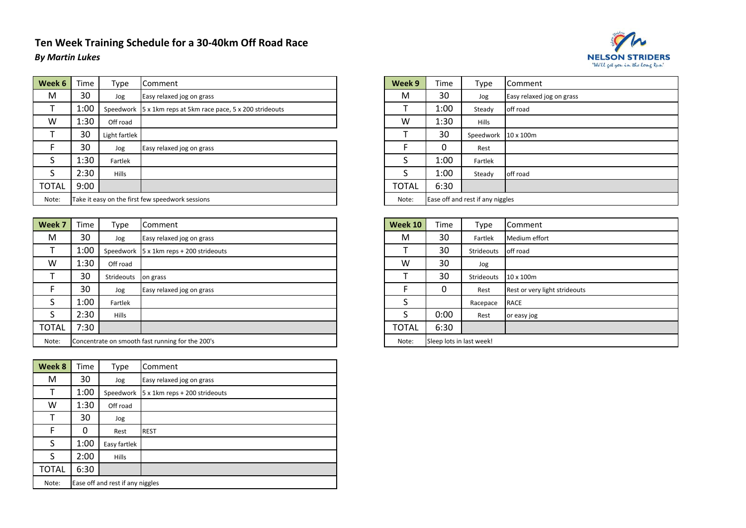# Ten Week Training Schedule for a 30-40km Off Road Race

***By Martin Lukes***

NELSON STRIDERS
'We'll get you in the long Run'

| Week 6 | Time | Type | Comment |
|---|---|---|---|
| M | 30 | Jog | Easy relaxed jog on grass |
| T | 1:00 | Speedwork | 5 x 1km reps at 5km race pace, 5 x 200 strideouts |
| W | 1:30 | Off road | |
| T | 30 | Light fartlek | |
| F | 30 | Jog | Easy relaxed jog on grass |
| S | 1:30 | Fartlek | |
| S | 2:30 | Hills | |
| TOTAL | 9:00 | | |
| Note: | Take it easy on the first few speedwork sessions | | |

| Week 7 | Time | Type | Comment |
|---|---|---|---|
| M | 30 | Jog | Easy relaxed jog on grass |
| T | 1:00 | Speedwork | 5 x 1km reps + 200 strideouts |
| W | 1:30 | Off road | |
| T | 30 | Strideouts | on grass |
| F | 30 | Jog | Easy relaxed jog on grass |
| S | 1:00 | Fartlek | |
| S | 2:30 | Hills | |
| TOTAL | 7:30 | | |
| Note: | Concentrate on smooth fast running for the 200's | | |

| Week 8 | Time | Type | Comment |
|---|---|---|---|
| M | 30 | Jog | Easy relaxed jog on grass |
| T | 1:00 | Speedwork | 5 x 1km reps + 200 strideouts |
| W | 1:30 | Off road | |
| T | 30 | Jog | |
| F | 0 | Rest | REST |
| S | 1:00 | Easy fartlek | |
| S | 2:00 | Hills | |
| TOTAL | 6:30 | | |
| Note: | Ease off and rest if any niggles | | |

| Week 9 | Time | Type | Comment |
|---|---|---|---|
| M | 30 | Jog | Easy relaxed jog on grass |
| T | 1:00 | Steady | off road |
| W | 1:30 | Hills | |
| T | 30 | Speedwork | 10 x 100m |
| F | 0 | Rest | |
| S | 1:00 | Fartlek | |
| S | 1:00 | Steady | off road |
| TOTAL | 6:30 | | |
| Note: | Ease off and rest if any niggles | | |

| Week 10 | Time | Type | Comment |
|---|---|---|---|
| M | 30 | Fartlek | Medium effort |
| T | 30 | Strideouts | off road |
| W | 30 | Jog | |
| T | 30 | Strideouts | 10 x 100m |
| F | 0 | Rest | Rest or very light strideouts |
| S | | Racepace | RACE |
| S | 0:00 | Rest | or easy jog |
| TOTAL | 6:30 | | |
| Note: | Sleep lots in last week! | | |